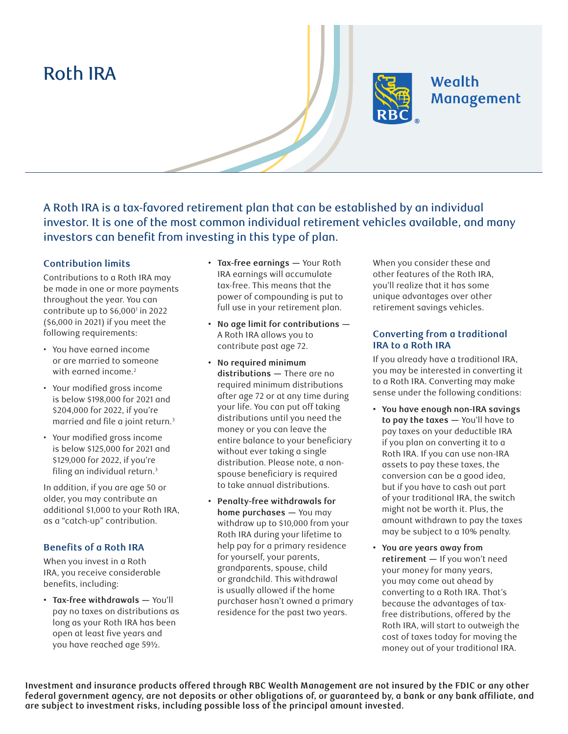# Roth IRA

Wealth Management

A Roth IRA is a tax-favored retirement plan that can be established by an individual investor. It is one of the most common individual retirement vehicles available, and many investors can benefit from investing in this type of plan.

## Contribution limits

Contributions to a Roth IRA may be made in one or more payments throughout the year. You can contribute up to $6,000[1] in 2022 ($6,000 in 2021) if you meet the following requirements:

- You have earned income or are married to someone with earned income.[2]
- Your modified gross income is below $198,000 for 2021 and $204,000 for 2022, if you're married and file a joint return.[3]
- Your modified gross income is below $125,000 for 2021 and $129,000 for 2022, if you're filing an individual return.[3]

In addition, if you are age 50 or older, you may contribute an additional $1,000 to your Roth IRA, as a "catch-up" contribution.

## Benefits of a Roth IRA

When you invest in a Roth IRA, you receive considerable benefits, including:

- **Tax-free withdrawals** — You'll pay no taxes on distributions as long as your Roth IRA has been open at least five years and you have reached age 59½.
- **Tax-free earnings** — Your Roth IRA earnings will accumulate tax-free. This means that the power of compounding is put to full use in your retirement plan.
- **No age limit for contributions** — A Roth IRA allows you to contribute past age 72.
- **No required minimum distributions** — There are no required minimum distributions after age 72 or at any time during your life. You can put off taking distributions until you need the money or you can leave the entire balance to your beneficiary without ever taking a single distribution. Please note, a non-spouse beneficiary is required to take annual distributions.
- **Penalty-free withdrawals for home purchases** — You may withdraw up to $10,000 from your Roth IRA during your lifetime to help pay for a primary residence for yourself, your parents, grandparents, spouse, child or grandchild. This withdrawal is usually allowed if the home purchaser hasn't owned a primary residence for the past two years.

When you consider these and other features of the Roth IRA, you'll realize that it has some unique advantages over other retirement savings vehicles.

## Converting from a traditional IRA to a Roth IRA

If you already have a traditional IRA, you may be interested in converting it to a Roth IRA. Converting may make sense under the following conditions:

- **You have enough non-IRA savings to pay the taxes** — You'll have to pay taxes on your deductible IRA if you plan on converting it to a Roth IRA. If you can use non-IRA assets to pay these taxes, the conversion can be a good idea, but if you have to cash out part of your traditional IRA, the switch might not be worth it. Plus, the amount withdrawn to pay the taxes may be subject to a 10% penalty.
- **You are years away from retirement** — If you won't need your money for many years, you may come out ahead by converting to a Roth IRA. That's because the advantages of tax-free distributions, offered by the Roth IRA, will start to outweigh the cost of taxes today for moving the money out of your traditional IRA.

**Investment and insurance products offered through RBC Wealth Management are not insured by the FDIC or any other federal government agency, are not deposits or other obligations of, or guaranteed by, a bank or any bank affiliate, and are subject to investment risks, including possible loss of the principal amount invested.**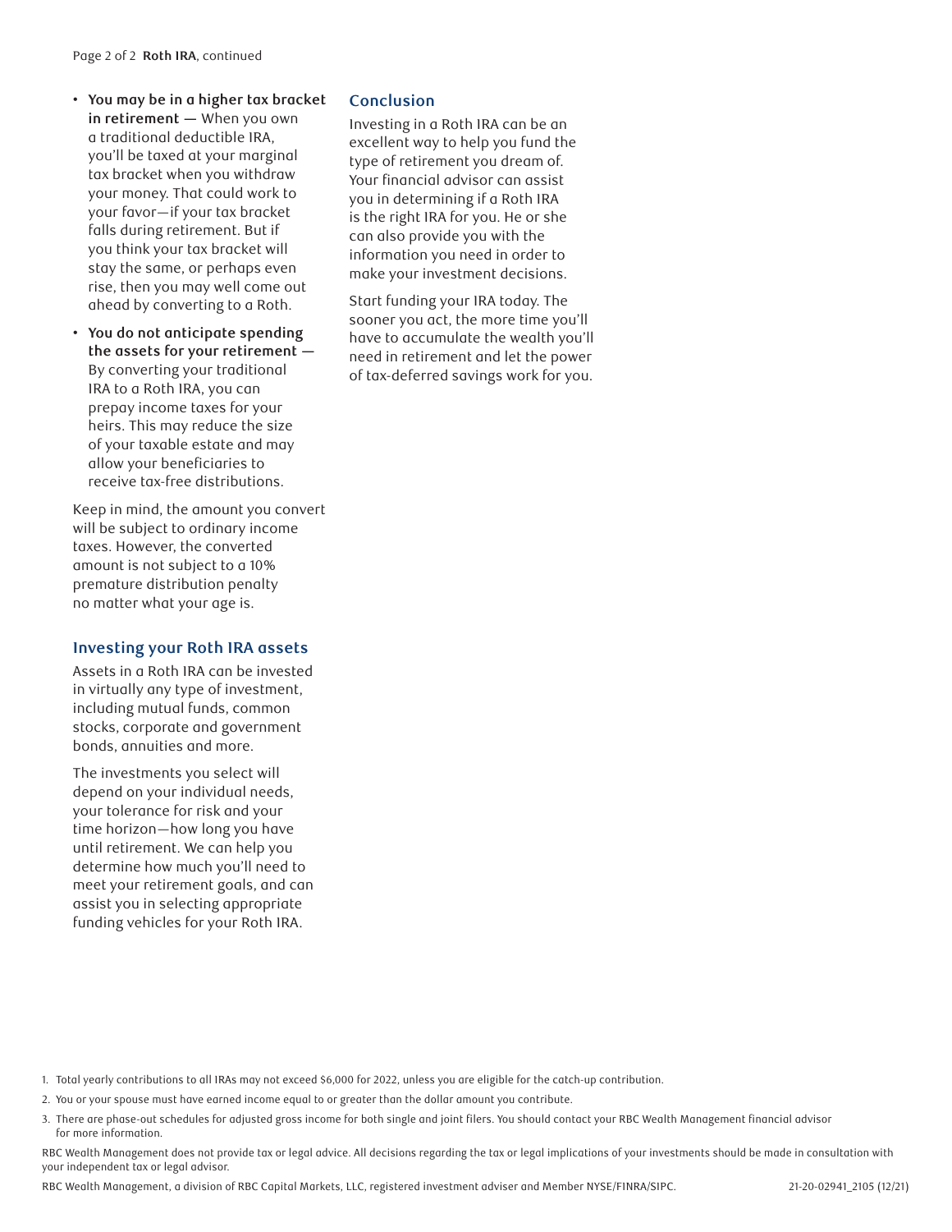- **You may be in a higher tax bracket in retirement —** When you own a traditional deductible IRA, you'll be taxed at your marginal tax bracket when you withdraw your money. That could work to your favor—if your tax bracket falls during retirement. But if you think your tax bracket will stay the same, or perhaps even rise, then you may well come out ahead by converting to a Roth.
- **You do not anticipate spending the assets for your retirement —** By converting your traditional IRA to a Roth IRA, you can prepay income taxes for your heirs. This may reduce the size of your taxable estate and may allow your beneficiaries to receive tax-free distributions.

Keep in mind, the amount you convert will be subject to ordinary income taxes. However, the converted amount is not subject to a 10% premature distribution penalty no matter what your age is.

## Investing your Roth IRA assets

Assets in a Roth IRA can be invested in virtually any type of investment, including mutual funds, common stocks, corporate and government bonds, annuities and more.

The investments you select will depend on your individual needs, your tolerance for risk and your time horizon—how long you have until retirement. We can help you determine how much you'll need to meet your retirement goals, and can assist you in selecting appropriate funding vehicles for your Roth IRA.

## Conclusion

Investing in a Roth IRA can be an excellent way to help you fund the type of retirement you dream of. Your financial advisor can assist you in determining if a Roth IRA is the right IRA for you. He or she can also provide you with the information you need in order to make your investment decisions.

Start funding your IRA today. The sooner you act, the more time you'll have to accumulate the wealth you'll need in retirement and let the power of tax-deferred savings work for you.

1. Total yearly contributions to all IRAs may not exceed $6,000 for 2022, unless you are eligible for the catch-up contribution.
2. You or your spouse must have earned income equal to or greater than the dollar amount you contribute.
3. There are phase-out schedules for adjusted gross income for both single and joint filers. You should contact your RBC Wealth Management financial advisor for more information.

RBC Wealth Management does not provide tax or legal advice. All decisions regarding the tax or legal implications of your investments should be made in consultation with your independent tax or legal advisor.

RBC Wealth Management, a division of RBC Capital Markets, LLC, registered investment adviser and Member NYSE/FINRA/SIPC. 21-20-02941_2105 (12/21)